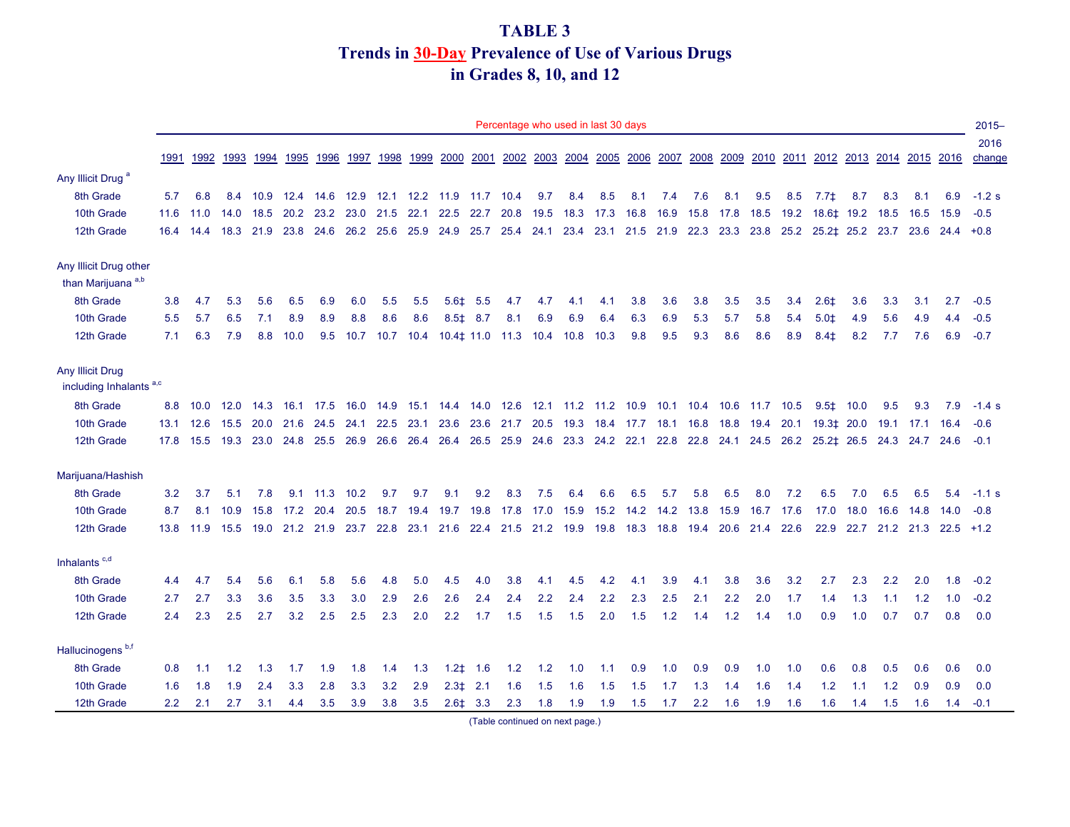# TABLE 3
## Trends in 30-Day Prevalence of Use of Various Drugs in Grades 8, 10, and 12

| | Percentage who used in last 30 days | | | | | | | | | | | | | | | | | | | | | | | | | | 2015–2016 |
|---|---|---|---|---|---|---|---|---|---|---|---|---|---|---|---|---|---|---|---|---|---|---|---|---|---|---|---|
| | 1991 | 1992 | 1993 | 1994 | 1995 | 1996 | 1997 | 1998 | 1999 | 2000 | 2001 | 2002 | 2003 | 2004 | 2005 | 2006 | 2007 | 2008 | 2009 | 2010 | 2011 | 2012 | 2013 | 2014 | 2015 | 2016 | change |
| **Any Illicit Drug** [a] | | | | | | | | | | | | | | | | | | | | | | | | | | | |
| 8th Grade | 5.7 | 6.8 | 8.4 | 10.9 | 12.4 | 14.6 | 12.9 | 12.1 | 12.2 | 11.9 | 11.7 | 10.4 | 9.7 | 8.4 | 8.5 | 8.1 | 7.4 | 7.6 | 8.1 | 9.5 | 8.5 | 7.7‡ | 8.7 | 8.3 | 8.1 | 6.9 | -1.2 s |
| 10th Grade | 11.6 | 11.0 | 14.0 | 18.5 | 20.2 | 23.2 | 23.0 | 21.5 | 22.1 | 22.5 | 22.7 | 20.8 | 19.5 | 18.3 | 17.3 | 16.8 | 16.9 | 15.8 | 17.8 | 18.5 | 19.2 | 18.6‡ | 19.2 | 18.5 | 16.5 | 15.9 | -0.5 |
| 12th Grade | 16.4 | 14.4 | 18.3 | 21.9 | 23.8 | 24.6 | 26.2 | 25.6 | 25.9 | 24.9 | 25.7 | 25.4 | 24.1 | 23.4 | 23.1 | 21.5 | 21.9 | 22.3 | 23.3 | 23.8 | 25.2 | 25.2‡ | 25.2 | 23.7 | 23.6 | 24.4 | +0.8 |
| **Any Illicit Drug other than Marijuana** [a,b] | | | | | | | | | | | | | | | | | | | | | | | | | | | |
| 8th Grade | 3.8 | 4.7 | 5.3 | 5.6 | 6.5 | 6.9 | 6.0 | 5.5 | 5.5 | 5.6‡ | 5.5 | 4.7 | 4.7 | 4.1 | 4.1 | 3.8 | 3.6 | 3.8 | 3.5 | 3.5 | 3.4 | 2.6‡ | 3.6 | 3.3 | 3.1 | 2.7 | -0.5 |
| 10th Grade | 5.5 | 5.7 | 6.5 | 7.1 | 8.9 | 8.9 | 8.8 | 8.6 | 8.6 | 8.5‡ | 8.7 | 8.1 | 6.9 | 6.9 | 6.4 | 6.3 | 6.9 | 5.3 | 5.7 | 5.8 | 5.4 | 5.0‡ | 4.9 | 5.6 | 4.9 | 4.4 | -0.5 |
| 12th Grade | 7.1 | 6.3 | 7.9 | 8.8 | 10.0 | 9.5 | 10.7 | 10.7 | 10.4 | 10.4‡ | 11.0 | 11.3 | 10.4 | 10.8 | 10.3 | 9.8 | 9.5 | 9.3 | 8.6 | 8.6 | 8.9 | 8.4‡ | 8.2 | 7.7 | 7.6 | 6.9 | -0.7 |
| **Any Illicit Drug including Inhalants** [a,c] | | | | | | | | | | | | | | | | | | | | | | | | | | | |
| 8th Grade | 8.8 | 10.0 | 12.0 | 14.3 | 16.1 | 17.5 | 16.0 | 14.9 | 15.1 | 14.4 | 14.0 | 12.6 | 12.1 | 11.2 | 11.2 | 10.9 | 10.1 | 10.4 | 10.6 | 11.7 | 10.5 | 9.5‡ | 10.0 | 9.5 | 9.3 | 7.9 | -1.4 s |
| 10th Grade | 13.1 | 12.6 | 15.5 | 20.0 | 21.6 | 24.5 | 24.1 | 22.5 | 23.1 | 23.6 | 23.6 | 21.7 | 20.5 | 19.3 | 18.4 | 17.7 | 18.1 | 16.8 | 18.8 | 19.4 | 20.1 | 19.3‡ | 20.0 | 19.1 | 17.1 | 16.4 | -0.6 |
| 12th Grade | 17.8 | 15.5 | 19.3 | 23.0 | 24.8 | 25.5 | 26.9 | 26.6 | 26.4 | 26.4 | 26.5 | 25.9 | 24.6 | 23.3 | 24.2 | 22.1 | 22.8 | 22.8 | 24.1 | 24.5 | 26.2 | 25.2‡ | 26.5 | 24.3 | 24.7 | 24.6 | -0.1 |
| **Marijuana/Hashish** | | | | | | | | | | | | | | | | | | | | | | | | | | | |
| 8th Grade | 3.2 | 3.7 | 5.1 | 7.8 | 9.1 | 11.3 | 10.2 | 9.7 | 9.7 | 9.1 | 9.2 | 8.3 | 7.5 | 6.4 | 6.6 | 6.5 | 5.7 | 5.8 | 6.5 | 8.0 | 7.2 | 6.5 | 7.0 | 6.5 | 6.5 | 5.4 | -1.1 s |
| 10th Grade | 8.7 | 8.1 | 10.9 | 15.8 | 17.2 | 20.4 | 20.5 | 18.7 | 19.4 | 19.7 | 19.8 | 17.8 | 17.0 | 15.9 | 15.2 | 14.2 | 14.2 | 13.8 | 15.9 | 16.7 | 17.6 | 17.0 | 18.0 | 16.6 | 14.8 | 14.0 | -0.8 |
| 12th Grade | 13.8 | 11.9 | 15.5 | 19.0 | 21.2 | 21.9 | 23.7 | 22.8 | 23.1 | 21.6 | 22.4 | 21.5 | 21.2 | 19.9 | 19.8 | 18.3 | 18.8 | 19.4 | 20.6 | 21.4 | 22.6 | 22.9 | 22.7 | 21.2 | 21.3 | 22.5 | +1.2 |
| **Inhalants** [c,d] | | | | | | | | | | | | | | | | | | | | | | | | | | | |
| 8th Grade | 4.4 | 4.7 | 5.4 | 5.6 | 6.1 | 5.8 | 5.6 | 4.8 | 5.0 | 4.5 | 4.0 | 3.8 | 4.1 | 4.5 | 4.2 | 4.1 | 3.9 | 4.1 | 3.8 | 3.6 | 3.2 | 2.7 | 2.3 | 2.2 | 2.0 | 1.8 | -0.2 |
| 10th Grade | 2.7 | 2.7 | 3.3 | 3.6 | 3.5 | 3.3 | 3.0 | 2.9 | 2.6 | 2.6 | 2.4 | 2.4 | 2.2 | 2.4 | 2.2 | 2.3 | 2.5 | 2.1 | 2.2 | 2.0 | 1.7 | 1.4 | 1.3 | 1.1 | 1.2 | 1.0 | -0.2 |
| 12th Grade | 2.4 | 2.3 | 2.5 | 2.7 | 3.2 | 2.5 | 2.5 | 2.3 | 2.0 | 2.2 | 1.7 | 1.5 | 1.5 | 1.5 | 2.0 | 1.5 | 1.2 | 1.4 | 1.2 | 1.4 | 1.0 | 0.9 | 1.0 | 0.7 | 0.7 | 0.8 | 0.0 |
| **Hallucinogens** [b,f] | | | | | | | | | | | | | | | | | | | | | | | | | | | |
| 8th Grade | 0.8 | 1.1 | 1.2 | 1.3 | 1.7 | 1.9 | 1.8 | 1.4 | 1.3 | 1.2‡ | 1.6 | 1.2 | 1.2 | 1.0 | 1.1 | 0.9 | 1.0 | 0.9 | 0.9 | 1.0 | 1.0 | 0.6 | 0.8 | 0.5 | 0.6 | 0.6 | 0.0 |
| 10th Grade | 1.6 | 1.8 | 1.9 | 2.4 | 3.3 | 2.8 | 3.3 | 3.2 | 2.9 | 2.3‡ | 2.1 | 1.6 | 1.5 | 1.6 | 1.5 | 1.5 | 1.7 | 1.3 | 1.4 | 1.6 | 1.4 | 1.2 | 1.1 | 1.2 | 0.9 | 0.9 | 0.0 |
| 12th Grade | 2.2 | 2.1 | 2.7 | 3.1 | 4.4 | 3.5 | 3.9 | 3.8 | 3.5 | 2.6‡ | 3.3 | 2.3 | 1.8 | 1.9 | 1.9 | 1.5 | 1.7 | 2.2 | 1.6 | 1.9 | 1.6 | 1.6 | 1.4 | 1.5 | 1.6 | 1.4 | -0.1 |

(Table continued on next page.)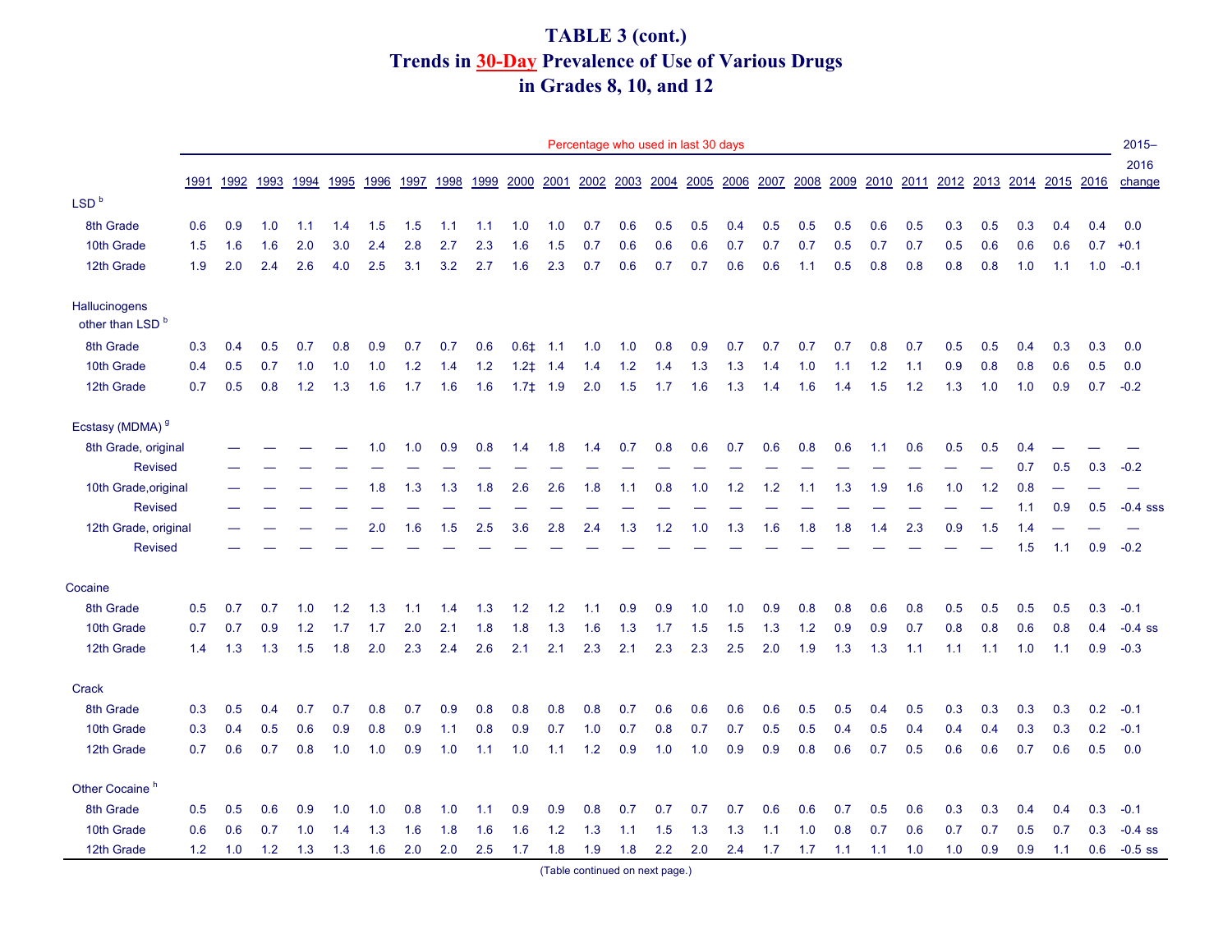# TABLE 3 (cont.)
# Trends in 30-Day Prevalence of Use of Various Drugs in Grades 8, 10, and 12

| | Percentage who used in last 30 days | | | | | | | | | | | | | | | | | | | | | | | | | | 2015–2016 change |
|---|---|---|---|---|---|---|---|---|---|---|---|---|---|---|---|---|---|---|---|---|---|---|---|---|---|---|---|
| | 1991 | 1992 | 1993 | 1994 | 1995 | 1996 | 1997 | 1998 | 1999 | 2000 | 2001 | 2002 | 2003 | 2004 | 2005 | 2006 | 2007 | 2008 | 2009 | 2010 | 2011 | 2012 | 2013 | 2014 | 2015 | 2016 | |
| LSD [b] | | | | | | | | | | | | | | | | | | | | | | | | | | | |
| 8th Grade | 0.6 | 0.9 | 1.0 | 1.1 | 1.4 | 1.5 | 1.5 | 1.1 | 1.1 | 1.0 | 1.0 | 0.7 | 0.6 | 0.5 | 0.5 | 0.4 | 0.5 | 0.5 | 0.5 | 0.6 | 0.5 | 0.3 | 0.5 | 0.3 | 0.4 | 0.4 | 0.0 |
| 10th Grade | 1.5 | 1.6 | 1.6 | 2.0 | 3.0 | 2.4 | 2.8 | 2.7 | 2.3 | 1.6 | 1.5 | 0.7 | 0.6 | 0.6 | 0.6 | 0.7 | 0.7 | 0.7 | 0.5 | 0.7 | 0.7 | 0.5 | 0.6 | 0.6 | 0.6 | 0.7 | +0.1 |
| 12th Grade | 1.9 | 2.0 | 2.4 | 2.6 | 4.0 | 2.5 | 3.1 | 3.2 | 2.7 | 1.6 | 2.3 | 0.7 | 0.6 | 0.7 | 0.7 | 0.6 | 0.6 | 1.1 | 0.5 | 0.8 | 0.8 | 0.8 | 0.8 | 1.0 | 1.1 | 1.0 | -0.1 |
| Hallucinogens other than LSD [b] | | | | | | | | | | | | | | | | | | | | | | | | | | | |
| 8th Grade | 0.3 | 0.4 | 0.5 | 0.7 | 0.8 | 0.9 | 0.7 | 0.7 | 0.6 | 0.6‡ | 1.1 | 1.0 | 1.0 | 0.8 | 0.9 | 0.7 | 0.7 | 0.7 | 0.7 | 0.8 | 0.7 | 0.5 | 0.5 | 0.4 | 0.3 | 0.3 | 0.0 |
| 10th Grade | 0.4 | 0.5 | 0.7 | 1.0 | 1.0 | 1.0 | 1.2 | 1.4 | 1.2 | 1.2‡ | 1.4 | 1.4 | 1.2 | 1.4 | 1.3 | 1.3 | 1.4 | 1.0 | 1.1 | 1.2 | 1.1 | 0.9 | 0.8 | 0.8 | 0.6 | 0.5 | 0.0 |
| 12th Grade | 0.7 | 0.5 | 0.8 | 1.2 | 1.3 | 1.6 | 1.7 | 1.6 | 1.6 | 1.7‡ | 1.9 | 2.0 | 1.5 | 1.7 | 1.6 | 1.3 | 1.4 | 1.6 | 1.4 | 1.5 | 1.2 | 1.3 | 1.0 | 1.0 | 0.9 | 0.7 | -0.2 |
| Ecstasy (MDMA) [g] | | | | | | | | | | | | | | | | | | | | | | | | | | | |
| 8th Grade, original | — | — | — | — | — | 1.0 | 1.0 | 0.9 | 0.8 | 1.4 | 1.8 | 1.4 | 0.7 | 0.8 | 0.6 | 0.7 | 0.6 | 0.8 | 0.6 | 1.1 | 0.6 | 0.5 | 0.5 | 0.4 | — | — | — |
| Revised | — | — | — | — | — | — | — | — | — | — | — | — | — | — | — | — | — | — | — | — | — | — | — | 0.7 | 0.5 | 0.3 | -0.2 |
| 10th Grade,original | — | — | — | — | — | 1.8 | 1.3 | 1.3 | 1.8 | 2.6 | 2.6 | 1.8 | 1.1 | 0.8 | 1.0 | 1.2 | 1.2 | 1.1 | 1.3 | 1.9 | 1.6 | 1.0 | 1.2 | 0.8 | — | — | — |
| Revised | — | — | — | — | — | — | — | — | — | — | — | — | — | — | — | — | — | — | — | — | — | — | — | 1.1 | 0.9 | 0.5 | -0.4 sss |
| 12th Grade, original | — | — | — | — | — | 2.0 | 1.6 | 1.5 | 2.5 | 3.6 | 2.8 | 2.4 | 1.3 | 1.2 | 1.0 | 1.3 | 1.6 | 1.8 | 1.8 | 1.4 | 2.3 | 0.9 | 1.5 | 1.4 | — | — | — |
| Revised | — | — | — | — | — | — | — | — | — | — | — | — | — | — | — | — | — | — | — | — | — | — | — | 1.5 | 1.1 | 0.9 | -0.2 |
| Cocaine | | | | | | | | | | | | | | | | | | | | | | | | | | | |
| 8th Grade | 0.5 | 0.7 | 0.7 | 1.0 | 1.2 | 1.3 | 1.1 | 1.4 | 1.3 | 1.2 | 1.2 | 1.1 | 0.9 | 0.9 | 1.0 | 1.0 | 0.9 | 0.8 | 0.8 | 0.6 | 0.8 | 0.5 | 0.5 | 0.5 | 0.5 | 0.3 | -0.1 |
| 10th Grade | 0.7 | 0.7 | 0.9 | 1.2 | 1.7 | 1.7 | 2.0 | 2.1 | 1.8 | 1.8 | 1.3 | 1.6 | 1.3 | 1.7 | 1.5 | 1.5 | 1.3 | 1.2 | 0.9 | 0.9 | 0.7 | 0.8 | 0.8 | 0.6 | 0.8 | 0.4 | -0.4 ss |
| 12th Grade | 1.4 | 1.3 | 1.3 | 1.5 | 1.8 | 2.0 | 2.3 | 2.4 | 2.6 | 2.1 | 2.1 | 2.3 | 2.1 | 2.3 | 2.3 | 2.5 | 2.0 | 1.9 | 1.3 | 1.3 | 1.1 | 1.1 | 1.1 | 1.0 | 1.1 | 0.9 | -0.3 |
| Crack | | | | | | | | | | | | | | | | | | | | | | | | | | | |
| 8th Grade | 0.3 | 0.5 | 0.4 | 0.7 | 0.7 | 0.8 | 0.7 | 0.9 | 0.8 | 0.8 | 0.8 | 0.8 | 0.7 | 0.6 | 0.6 | 0.6 | 0.6 | 0.5 | 0.5 | 0.4 | 0.5 | 0.3 | 0.3 | 0.3 | 0.3 | 0.2 | -0.1 |
| 10th Grade | 0.3 | 0.4 | 0.5 | 0.6 | 0.9 | 0.8 | 0.9 | 1.1 | 0.8 | 0.9 | 0.7 | 1.0 | 0.7 | 0.8 | 0.7 | 0.7 | 0.5 | 0.5 | 0.4 | 0.5 | 0.4 | 0.4 | 0.4 | 0.3 | 0.3 | 0.2 | -0.1 |
| 12th Grade | 0.7 | 0.6 | 0.7 | 0.8 | 1.0 | 1.0 | 0.9 | 1.0 | 1.1 | 1.0 | 1.1 | 1.2 | 0.9 | 1.0 | 1.0 | 0.9 | 0.9 | 0.8 | 0.6 | 0.7 | 0.5 | 0.6 | 0.6 | 0.7 | 0.6 | 0.5 | 0.0 |
| Other Cocaine [h] | | | | | | | | | | | | | | | | | | | | | | | | | | | |
| 8th Grade | 0.5 | 0.5 | 0.6 | 0.9 | 1.0 | 1.0 | 0.8 | 1.0 | 1.1 | 0.9 | 0.9 | 0.8 | 0.7 | 0.7 | 0.7 | 0.7 | 0.6 | 0.6 | 0.7 | 0.5 | 0.6 | 0.3 | 0.3 | 0.4 | 0.4 | 0.3 | -0.1 |
| 10th Grade | 0.6 | 0.6 | 0.7 | 1.0 | 1.4 | 1.3 | 1.6 | 1.8 | 1.6 | 1.6 | 1.2 | 1.3 | 1.1 | 1.5 | 1.3 | 1.3 | 1.1 | 1.0 | 0.8 | 0.7 | 0.6 | 0.7 | 0.7 | 0.5 | 0.7 | 0.3 | -0.4 ss |
| 12th Grade | 1.2 | 1.0 | 1.2 | 1.3 | 1.3 | 1.6 | 2.0 | 2.0 | 2.5 | 1.7 | 1.8 | 1.9 | 1.8 | 2.2 | 2.0 | 2.4 | 1.7 | 1.7 | 1.1 | 1.1 | 1.0 | 1.0 | 0.9 | 0.9 | 1.1 | 0.6 | -0.5 ss |

(Table continued on next page.)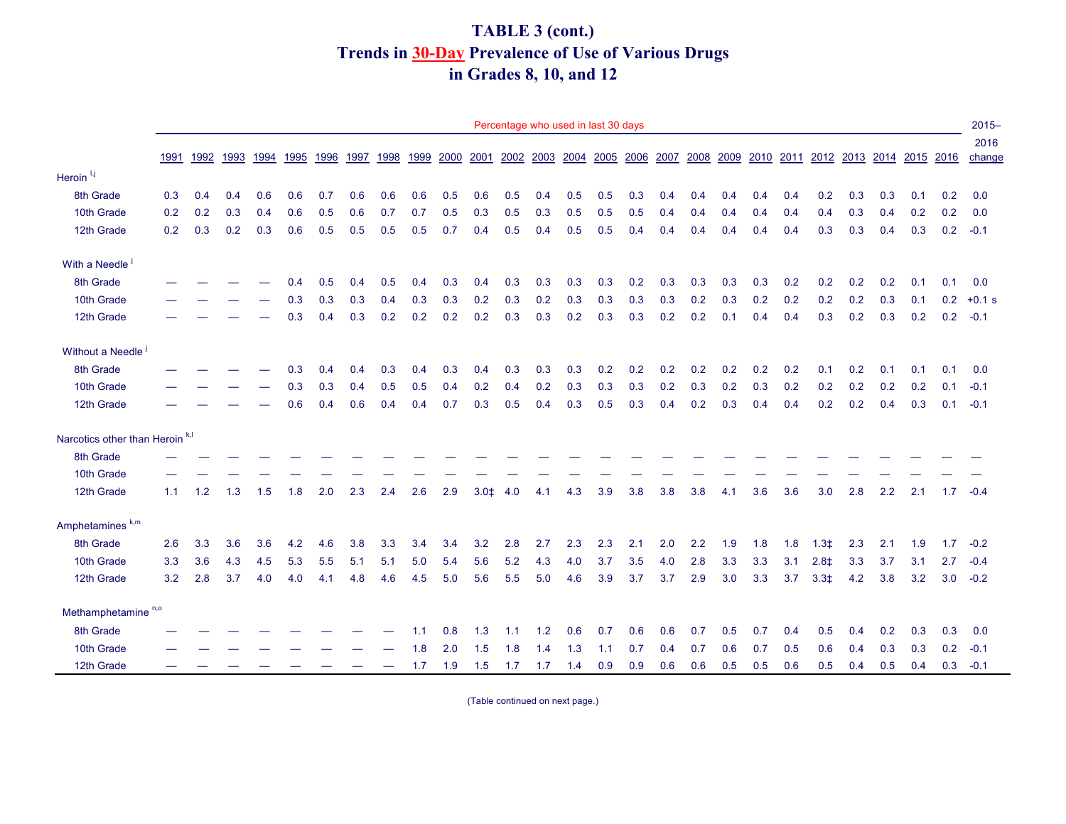# TABLE 3 (cont.)
## Trends in 30-Day Prevalence of Use of Various Drugs in Grades 8, 10, and 12

| | Percentage who used in last 30 days | | | | | | | | | | | | | | | | | | | | | | | | | | 2015–2016 change |
|---|---|---|---|---|---|---|---|---|---|---|---|---|---|---|---|---|---|---|---|---|---|---|---|---|---|---|---|
| | 1991 | 1992 | 1993 | 1994 | 1995 | 1996 | 1997 | 1998 | 1999 | 2000 | 2001 | 2002 | 2003 | 2004 | 2005 | 2006 | 2007 | 2008 | 2009 | 2010 | 2011 | 2012 | 2013 | 2014 | 2015 | 2016 | |
| **Heroin** [i,j] | | | | | | | | | | | | | | | | | | | | | | | | | | | |
| 8th Grade | 0.3 | 0.4 | 0.4 | 0.6 | 0.6 | 0.7 | 0.6 | 0.6 | 0.6 | 0.5 | 0.6 | 0.5 | 0.4 | 0.5 | 0.5 | 0.3 | 0.4 | 0.4 | 0.4 | 0.4 | 0.4 | 0.2 | 0.3 | 0.3 | 0.1 | 0.2 | 0.0 |
| 10th Grade | 0.2 | 0.2 | 0.3 | 0.4 | 0.6 | 0.5 | 0.6 | 0.7 | 0.7 | 0.5 | 0.3 | 0.5 | 0.3 | 0.5 | 0.5 | 0.5 | 0.4 | 0.4 | 0.4 | 0.4 | 0.4 | 0.4 | 0.3 | 0.4 | 0.2 | 0.2 | 0.0 |
| 12th Grade | 0.2 | 0.3 | 0.2 | 0.3 | 0.6 | 0.5 | 0.5 | 0.5 | 0.5 | 0.7 | 0.4 | 0.5 | 0.4 | 0.5 | 0.5 | 0.4 | 0.4 | 0.4 | 0.4 | 0.4 | 0.4 | 0.3 | 0.3 | 0.4 | 0.3 | 0.2 | -0.1 |
| **With a Needle** [j] | | | | | | | | | | | | | | | | | | | | | | | | | | | |
| 8th Grade | — | — | — | — | 0.4 | 0.5 | 0.4 | 0.5 | 0.4 | 0.3 | 0.4 | 0.3 | 0.3 | 0.3 | 0.3 | 0.2 | 0.3 | 0.3 | 0.3 | 0.3 | 0.2 | 0.2 | 0.2 | 0.2 | 0.1 | 0.1 | 0.0 |
| 10th Grade | — | — | — | — | 0.3 | 0.3 | 0.3 | 0.4 | 0.3 | 0.3 | 0.2 | 0.3 | 0.2 | 0.3 | 0.3 | 0.3 | 0.3 | 0.2 | 0.3 | 0.2 | 0.2 | 0.2 | 0.2 | 0.3 | 0.1 | 0.2 | +0.1 s |
| 12th Grade | — | — | — | — | 0.3 | 0.4 | 0.3 | 0.2 | 0.2 | 0.2 | 0.2 | 0.3 | 0.3 | 0.2 | 0.3 | 0.3 | 0.2 | 0.2 | 0.1 | 0.4 | 0.4 | 0.3 | 0.2 | 0.3 | 0.2 | 0.2 | -0.1 |
| **Without a Needle** [j] | | | | | | | | | | | | | | | | | | | | | | | | | | | |
| 8th Grade | — | — | — | — | 0.3 | 0.4 | 0.4 | 0.3 | 0.4 | 0.3 | 0.4 | 0.3 | 0.3 | 0.3 | 0.2 | 0.2 | 0.2 | 0.2 | 0.2 | 0.2 | 0.2 | 0.1 | 0.2 | 0.1 | 0.1 | 0.1 | 0.0 |
| 10th Grade | — | — | — | — | 0.3 | 0.3 | 0.4 | 0.5 | 0.5 | 0.4 | 0.2 | 0.4 | 0.2 | 0.3 | 0.3 | 0.3 | 0.2 | 0.3 | 0.2 | 0.3 | 0.2 | 0.2 | 0.2 | 0.2 | 0.2 | 0.1 | -0.1 |
| 12th Grade | — | — | — | — | 0.6 | 0.4 | 0.6 | 0.4 | 0.4 | 0.7 | 0.3 | 0.5 | 0.4 | 0.3 | 0.5 | 0.3 | 0.4 | 0.2 | 0.3 | 0.4 | 0.4 | 0.2 | 0.2 | 0.4 | 0.3 | 0.1 | -0.1 |
| **Narcotics other than Heroin** [k,l] | | | | | | | | | | | | | | | | | | | | | | | | | | | |
| 8th Grade | — | — | — | — | — | — | — | — | — | — | — | — | — | — | — | — | — | — | — | — | — | — | — | — | — | — | — |
| 10th Grade | — | — | — | — | — | — | — | — | — | — | — | — | — | — | — | — | — | — | — | — | — | — | — | — | — | — | — |
| 12th Grade | 1.1 | 1.2 | 1.3 | 1.5 | 1.8 | 2.0 | 2.3 | 2.4 | 2.6 | 2.9 | 3.0‡ | 4.0 | 4.1 | 4.3 | 3.9 | 3.8 | 3.8 | 3.8 | 4.1 | 3.6 | 3.6 | 3.0 | 2.8 | 2.2 | 2.1 | 1.7 | -0.4 |
| **Amphetamines** [k,m] | | | | | | | | | | | | | | | | | | | | | | | | | | | |
| 8th Grade | 2.6 | 3.3 | 3.6 | 3.6 | 4.2 | 4.6 | 3.8 | 3.3 | 3.4 | 3.4 | 3.2 | 2.8 | 2.7 | 2.3 | 2.3 | 2.1 | 2.0 | 2.2 | 1.9 | 1.8 | 1.8 | 1.3‡ | 2.3 | 2.1 | 1.9 | 1.7 | -0.2 |
| 10th Grade | 3.3 | 3.6 | 4.3 | 4.5 | 5.3 | 5.5 | 5.1 | 5.1 | 5.0 | 5.4 | 5.6 | 5.2 | 4.3 | 4.0 | 3.7 | 3.5 | 4.0 | 2.8 | 3.3 | 3.3 | 3.1 | 2.8‡ | 3.3 | 3.7 | 3.1 | 2.7 | -0.4 |
| 12th Grade | 3.2 | 2.8 | 3.7 | 4.0 | 4.0 | 4.1 | 4.8 | 4.6 | 4.5 | 5.0 | 5.6 | 5.5 | 5.0 | 4.6 | 3.9 | 3.7 | 3.7 | 2.9 | 3.0 | 3.3 | 3.7 | 3.3‡ | 4.2 | 3.8 | 3.2 | 3.0 | -0.2 |
| **Methamphetamine** [n,o] | | | | | | | | | | | | | | | | | | | | | | | | | | | |
| 8th Grade | — | — | — | — | — | — | — | — | 1.1 | 0.8 | 1.3 | 1.1 | 1.2 | 0.6 | 0.7 | 0.6 | 0.6 | 0.7 | 0.5 | 0.7 | 0.4 | 0.5 | 0.4 | 0.2 | 0.3 | 0.3 | 0.0 |
| 10th Grade | — | — | — | — | — | — | — | — | 1.8 | 2.0 | 1.5 | 1.8 | 1.4 | 1.3 | 1.1 | 0.7 | 0.4 | 0.7 | 0.6 | 0.7 | 0.5 | 0.6 | 0.4 | 0.3 | 0.3 | 0.2 | -0.1 |
| 12th Grade | — | — | — | — | — | — | — | — | 1.7 | 1.9 | 1.5 | 1.7 | 1.7 | 1.4 | 0.9 | 0.9 | 0.6 | 0.6 | 0.5 | 0.5 | 0.6 | 0.5 | 0.4 | 0.5 | 0.4 | 0.3 | -0.1 |

(Table continued on next page.)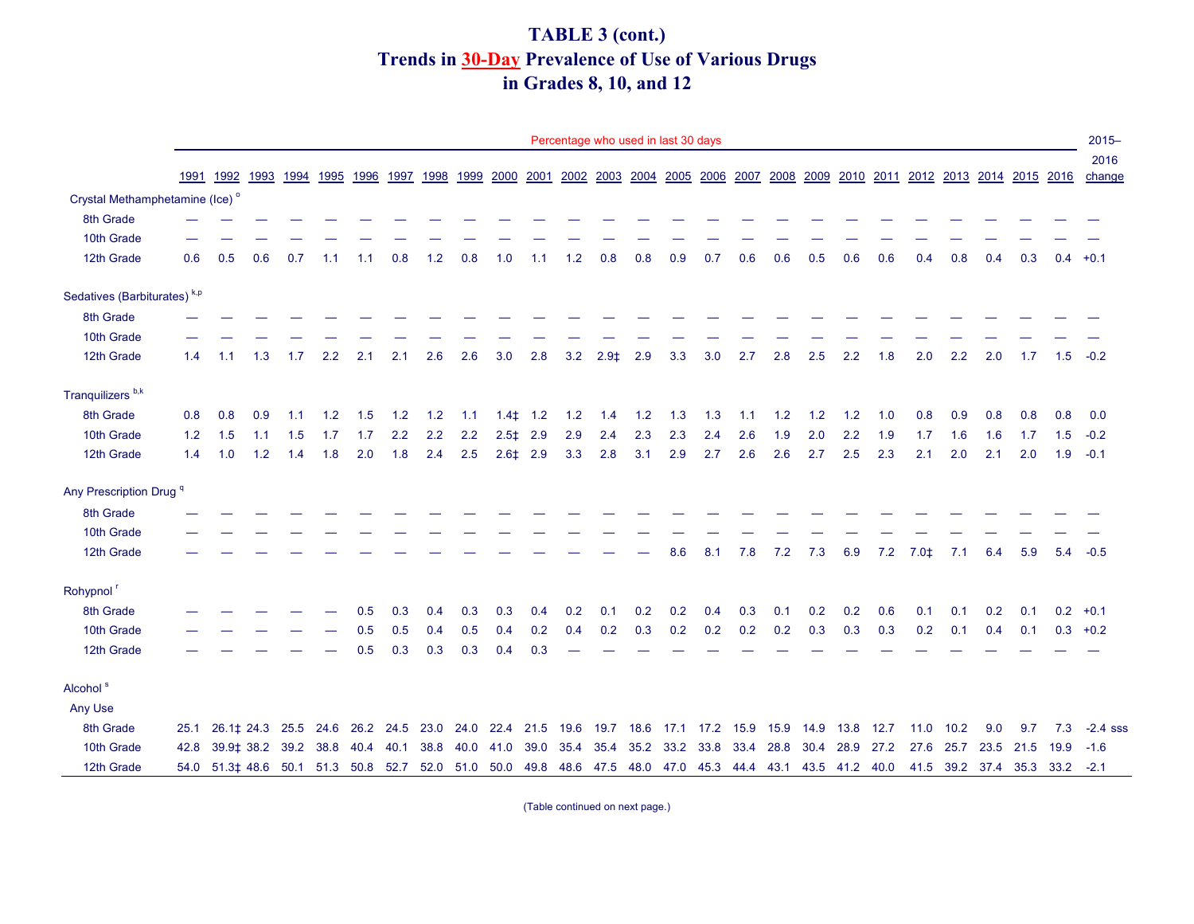# TABLE 3 (cont.)
## Trends in 30-Day Prevalence of Use of Various Drugs in Grades 8, 10, and 12

| | 1991 | 1992 | 1993 | 1994 | 1995 | 1996 | 1997 | 1998 | 1999 | 2000 | 2001 | 2002 | 2003 | 2004 | 2005 | 2006 | 2007 | 2008 | 2009 | 2010 | 2011 | 2012 | 2013 | 2014 | 2015 | 2016 | 2015–2016 change |
|---|---|---|---|---|---|---|---|---|---|---|---|---|---|---|---|---|---|---|---|---|---|---|---|---|---|---|---|
| | Percentage who used in last 30 days | | | | | | | | | | | | | | | | | | | | | | | | | | |
| **Crystal Methamphetamine (Ice)** [o] | | | | | | | | | | | | | | | | | | | | | | | | | | | |
| 8th Grade | — | — | — | — | — | — | — | — | — | — | — | — | — | — | — | — | — | — | — | — | — | — | — | — | — | — | — |
| 10th Grade | — | — | — | — | — | — | — | — | — | — | — | — | — | — | — | — | — | — | — | — | — | — | — | — | — | — | — |
| 12th Grade | 0.6 | 0.5 | 0.6 | 0.7 | 1.1 | 1.1 | 0.8 | 1.2 | 0.8 | 1.0 | 1.1 | 1.2 | 0.8 | 0.8 | 0.9 | 0.7 | 0.6 | 0.6 | 0.5 | 0.6 | 0.6 | 0.4 | 0.8 | 0.4 | 0.3 | 0.4 | +0.1 |
| **Sedatives (Barbiturates)** [k,p] | | | | | | | | | | | | | | | | | | | | | | | | | | | |
| 8th Grade | — | — | — | — | — | — | — | — | — | — | — | — | — | — | — | — | — | — | — | — | — | — | — | — | — | — | — |
| 10th Grade | — | — | — | — | — | — | — | — | — | — | — | — | — | — | — | — | — | — | — | — | — | — | — | — | — | — | — |
| 12th Grade | 1.4 | 1.1 | 1.3 | 1.7 | 2.2 | 2.1 | 2.1 | 2.6 | 2.6 | 3.0 | 2.8 | 3.2 | 2.9‡ | 2.9 | 3.3 | 3.0 | 2.7 | 2.8 | 2.5 | 2.2 | 1.8 | 2.0 | 2.2 | 2.0 | 1.7 | 1.5 | -0.2 |
| **Tranquilizers** [b,k] | | | | | | | | | | | | | | | | | | | | | | | | | | | |
| 8th Grade | 0.8 | 0.8 | 0.9 | 1.1 | 1.2 | 1.5 | 1.2 | 1.2 | 1.1 | 1.4‡ | 1.2 | 1.2 | 1.4 | 1.2 | 1.3 | 1.3 | 1.1 | 1.2 | 1.2 | 1.2 | 1.0 | 0.8 | 0.9 | 0.8 | 0.8 | 0.8 | 0.0 |
| 10th Grade | 1.2 | 1.5 | 1.1 | 1.5 | 1.7 | 1.7 | 2.2 | 2.2 | 2.2 | 2.5‡ | 2.9 | 2.9 | 2.4 | 2.3 | 2.3 | 2.4 | 2.6 | 1.9 | 2.0 | 2.2 | 1.9 | 1.7 | 1.6 | 1.6 | 1.7 | 1.5 | -0.2 |
| 12th Grade | 1.4 | 1.0 | 1.2 | 1.4 | 1.8 | 2.0 | 1.8 | 2.4 | 2.5 | 2.6‡ | 2.9 | 3.3 | 2.8 | 3.1 | 2.9 | 2.7 | 2.6 | 2.6 | 2.7 | 2.5 | 2.3 | 2.1 | 2.0 | 2.1 | 2.0 | 1.9 | -0.1 |
| **Any Prescription Drug** [q] | | | | | | | | | | | | | | | | | | | | | | | | | | | |
| 8th Grade | — | — | — | — | — | — | — | — | — | — | — | — | — | — | — | — | — | — | — | — | — | — | — | — | — | — | — |
| 10th Grade | — | — | — | — | — | — | — | — | — | — | — | — | — | — | — | — | — | — | — | — | — | — | — | — | — | — | — |
| 12th Grade | — | — | — | — | — | — | — | — | — | — | — | — | — | — | 8.6 | 8.1 | 7.8 | 7.2 | 7.3 | 6.9 | 7.2 | 7.0‡ | 7.1 | 6.4 | 5.9 | 5.4 | -0.5 |
| **Rohypnol** [r] | | | | | | | | | | | | | | | | | | | | | | | | | | | |
| 8th Grade | — | — | — | — | — | 0.5 | 0.3 | 0.4 | 0.3 | 0.3 | 0.4 | 0.2 | 0.1 | 0.2 | 0.2 | 0.4 | 0.3 | 0.1 | 0.2 | 0.2 | 0.6 | 0.1 | 0.1 | 0.2 | 0.1 | 0.2 | +0.1 |
| 10th Grade | — | — | — | — | — | 0.5 | 0.5 | 0.4 | 0.5 | 0.4 | 0.2 | 0.4 | 0.2 | 0.3 | 0.2 | 0.2 | 0.2 | 0.2 | 0.3 | 0.3 | 0.3 | 0.2 | 0.1 | 0.4 | 0.1 | 0.3 | +0.2 |
| 12th Grade | — | — | — | — | — | 0.5 | 0.3 | 0.3 | 0.3 | 0.4 | 0.3 | — | — | — | — | — | — | — | — | — | — | — | — | — | — | — | — |
| **Alcohol** [s] | | | | | | | | | | | | | | | | | | | | | | | | | | | |
| Any Use | | | | | | | | | | | | | | | | | | | | | | | | | | | |
| 8th Grade | 25.1 | 26.1‡ | 24.3 | 25.5 | 24.6 | 26.2 | 24.5 | 23.0 | 24.0 | 22.4 | 21.5 | 19.6 | 19.7 | 18.6 | 17.1 | 17.2 | 15.9 | 15.9 | 14.9 | 13.8 | 12.7 | 11.0 | 10.2 | 9.0 | 9.7 | 7.3 | -2.4 sss |
| 10th Grade | 42.8 | 39.9‡ | 38.2 | 39.2 | 38.8 | 40.4 | 40.1 | 38.8 | 40.0 | 41.0 | 39.0 | 35.4 | 35.4 | 35.2 | 33.2 | 33.8 | 33.4 | 28.8 | 30.4 | 28.9 | 27.2 | 27.6 | 25.7 | 23.5 | 21.5 | 19.9 | -1.6 |
| 12th Grade | 54.0 | 51.3‡ | 48.6 | 50.1 | 51.3 | 50.8 | 52.7 | 52.0 | 51.0 | 50.0 | 49.8 | 48.6 | 47.5 | 48.0 | 47.0 | 45.3 | 44.4 | 43.1 | 43.5 | 41.2 | 40.0 | 41.5 | 39.2 | 37.4 | 35.3 | 33.2 | -2.1 |

(Table continued on next page.)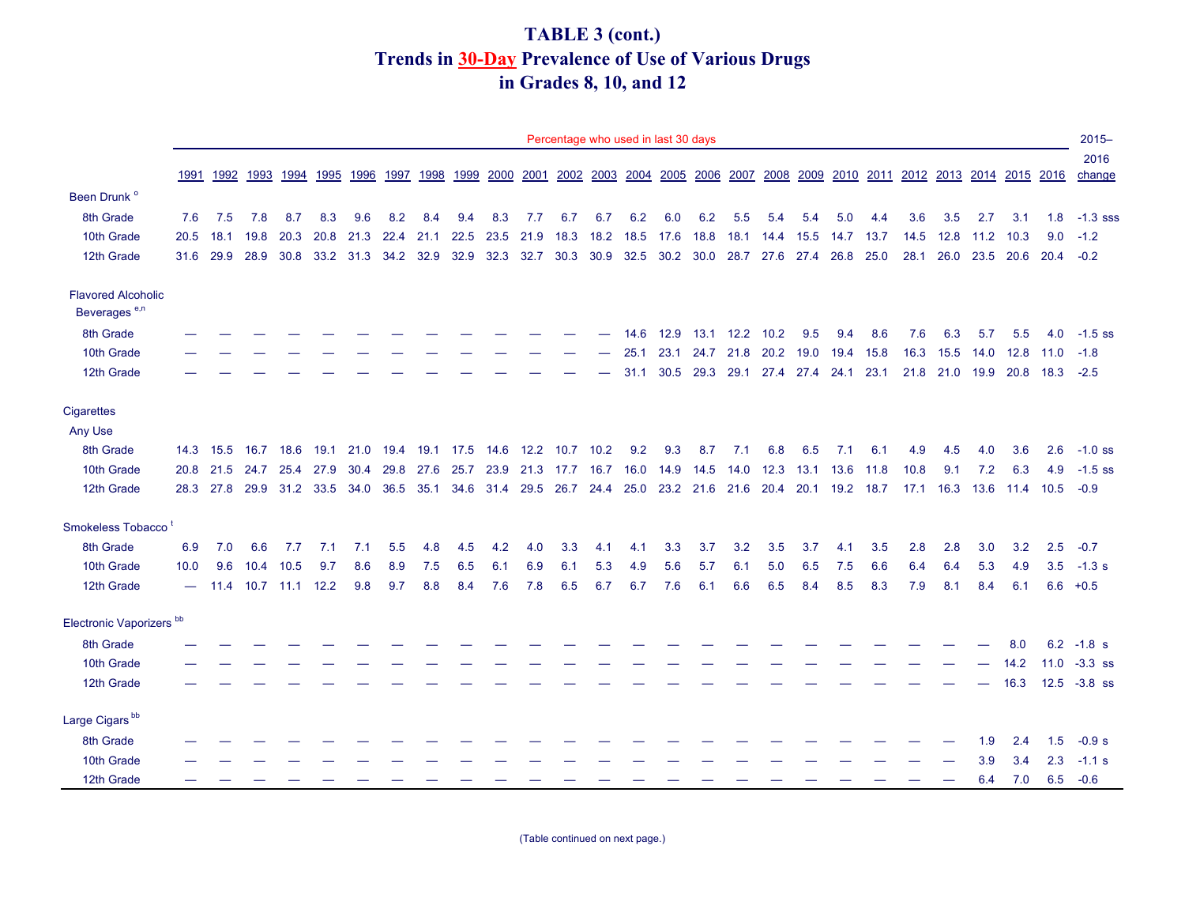# TABLE 3 (cont.)
## Trends in 30-Day Prevalence of Use of Various Drugs in Grades 8, 10, and 12

| | Percentage who used in last 30 days | | | | | | | | | | | | | | | | | | | | | | | | | | 2015–2016 |
|---|---|---|---|---|---|---|---|---|---|---|---|---|---|---|---|---|---|---|---|---|---|---|---|---|---|---|---|
| | 1991 | 1992 | 1993 | 1994 | 1995 | 1996 | 1997 | 1998 | 1999 | 2000 | 2001 | 2002 | 2003 | 2004 | 2005 | 2006 | 2007 | 2008 | 2009 | 2010 | 2011 | 2012 | 2013 | 2014 | 2015 | 2016 | change |
| **Been Drunk** [o] | | | | | | | | | | | | | | | | | | | | | | | | | | | |
| 8th Grade | 7.6 | 7.5 | 7.8 | 8.7 | 8.3 | 9.6 | 8.2 | 8.4 | 9.4 | 8.3 | 7.7 | 6.7 | 6.7 | 6.2 | 6.0 | 6.2 | 5.5 | 5.4 | 5.4 | 5.0 | 4.4 | 3.6 | 3.5 | 2.7 | 3.1 | 1.8 | -1.3 sss |
| 10th Grade | 20.5 | 18.1 | 19.8 | 20.3 | 20.8 | 21.3 | 22.4 | 21.1 | 22.5 | 23.5 | 21.9 | 18.3 | 18.2 | 18.5 | 17.6 | 18.8 | 18.1 | 14.4 | 15.5 | 14.7 | 13.7 | 14.5 | 12.8 | 11.2 | 10.3 | 9.0 | -1.2 |
| 12th Grade | 31.6 | 29.9 | 28.9 | 30.8 | 33.2 | 31.3 | 34.2 | 32.9 | 32.9 | 32.3 | 32.7 | 30.3 | 30.9 | 32.5 | 30.2 | 30.0 | 28.7 | 27.6 | 27.4 | 26.8 | 25.0 | 28.1 | 26.0 | 23.5 | 20.6 | 20.4 | -0.2 |
| **Flavored Alcoholic Beverages** [e,n] | | | | | | | | | | | | | | | | | | | | | | | | | | | |
| 8th Grade | — | — | — | — | — | — | — | — | — | — | — | — | — | 14.6 | 12.9 | 13.1 | 12.2 | 10.2 | 9.5 | 9.4 | 8.6 | 7.6 | 6.3 | 5.7 | 5.5 | 4.0 | -1.5 ss |
| 10th Grade | — | — | — | — | — | — | — | — | — | — | — | — | — | 25.1 | 23.1 | 24.7 | 21.8 | 20.2 | 19.0 | 19.4 | 15.8 | 16.3 | 15.5 | 14.0 | 12.8 | 11.0 | -1.8 |
| 12th Grade | — | — | — | — | — | — | — | — | — | — | — | — | — | 31.1 | 30.5 | 29.3 | 29.1 | 27.4 | 27.4 | 24.1 | 23.1 | 21.8 | 21.0 | 19.9 | 20.8 | 18.3 | -2.5 |
| **Cigarettes** | | | | | | | | | | | | | | | | | | | | | | | | | | | |
| Any Use | | | | | | | | | | | | | | | | | | | | | | | | | | | |
| 8th Grade | 14.3 | 15.5 | 16.7 | 18.6 | 19.1 | 21.0 | 19.4 | 19.1 | 17.5 | 14.6 | 12.2 | 10.7 | 10.2 | 9.2 | 9.3 | 8.7 | 7.1 | 6.8 | 6.5 | 7.1 | 6.1 | 4.9 | 4.5 | 4.0 | 3.6 | 2.6 | -1.0 ss |
| 10th Grade | 20.8 | 21.5 | 24.7 | 25.4 | 27.9 | 30.4 | 29.8 | 27.6 | 25.7 | 23.9 | 21.3 | 17.7 | 16.7 | 16.0 | 14.9 | 14.5 | 14.0 | 12.3 | 13.1 | 13.6 | 11.8 | 10.8 | 9.1 | 7.2 | 6.3 | 4.9 | -1.5 ss |
| 12th Grade | 28.3 | 27.8 | 29.9 | 31.2 | 33.5 | 34.0 | 36.5 | 35.1 | 34.6 | 31.4 | 29.5 | 26.7 | 24.4 | 25.0 | 23.2 | 21.6 | 21.6 | 20.4 | 20.1 | 19.2 | 18.7 | 17.1 | 16.3 | 13.6 | 11.4 | 10.5 | -0.9 |
| **Smokeless Tobacco** [t] | | | | | | | | | | | | | | | | | | | | | | | | | | | |
| 8th Grade | 6.9 | 7.0 | 6.6 | 7.7 | 7.1 | 7.1 | 5.5 | 4.8 | 4.5 | 4.2 | 4.0 | 3.3 | 4.1 | 4.1 | 3.3 | 3.7 | 3.2 | 3.5 | 3.7 | 4.1 | 3.5 | 2.8 | 2.8 | 3.0 | 3.2 | 2.5 | -0.7 |
| 10th Grade | 10.0 | 9.6 | 10.4 | 10.5 | 9.7 | 8.6 | 8.9 | 7.5 | 6.5 | 6.1 | 6.9 | 6.1 | 5.3 | 4.9 | 5.6 | 5.7 | 6.1 | 5.0 | 6.5 | 7.5 | 6.6 | 6.4 | 6.4 | 5.3 | 4.9 | 3.5 | -1.3 s |
| 12th Grade | — | 11.4 | 10.7 | 11.1 | 12.2 | 9.8 | 9.7 | 8.8 | 8.4 | 7.6 | 7.8 | 6.5 | 6.7 | 6.7 | 7.6 | 6.1 | 6.6 | 6.5 | 8.4 | 8.5 | 8.3 | 7.9 | 8.1 | 8.4 | 6.1 | 6.6 | +0.5 |
| **Electronic Vaporizers** [bb] | | | | | | | | | | | | | | | | | | | | | | | | | | | |
| 8th Grade | — | — | — | — | — | — | — | — | — | — | — | — | — | — | — | — | — | — | — | — | — | — | — | — | 8.0 | 6.2 | -1.8 s |
| 10th Grade | — | — | — | — | — | — | — | — | — | — | — | — | — | — | — | — | — | — | — | — | — | — | — | — | 14.2 | 11.0 | -3.3 ss |
| 12th Grade | — | — | — | — | — | — | — | — | — | — | — | — | — | — | — | — | — | — | — | — | — | — | — | — | 16.3 | 12.5 | -3.8 ss |
| **Large Cigars** [bb] | | | | | | | | | | | | | | | | | | | | | | | | | | | |
| 8th Grade | — | — | — | — | — | — | — | — | — | — | — | — | — | — | — | — | — | — | — | — | — | — | — | 1.9 | 2.4 | 1.5 | -0.9 s |
| 10th Grade | — | — | — | — | — | — | — | — | — | — | — | — | — | — | — | — | — | — | — | — | — | — | — | 3.9 | 3.4 | 2.3 | -1.1 s |
| 12th Grade | — | — | — | — | — | — | — | — | — | — | — | — | — | — | — | — | — | — | — | — | — | — | — | 6.4 | 7.0 | 6.5 | -0.6 |

(Table continued on next page.)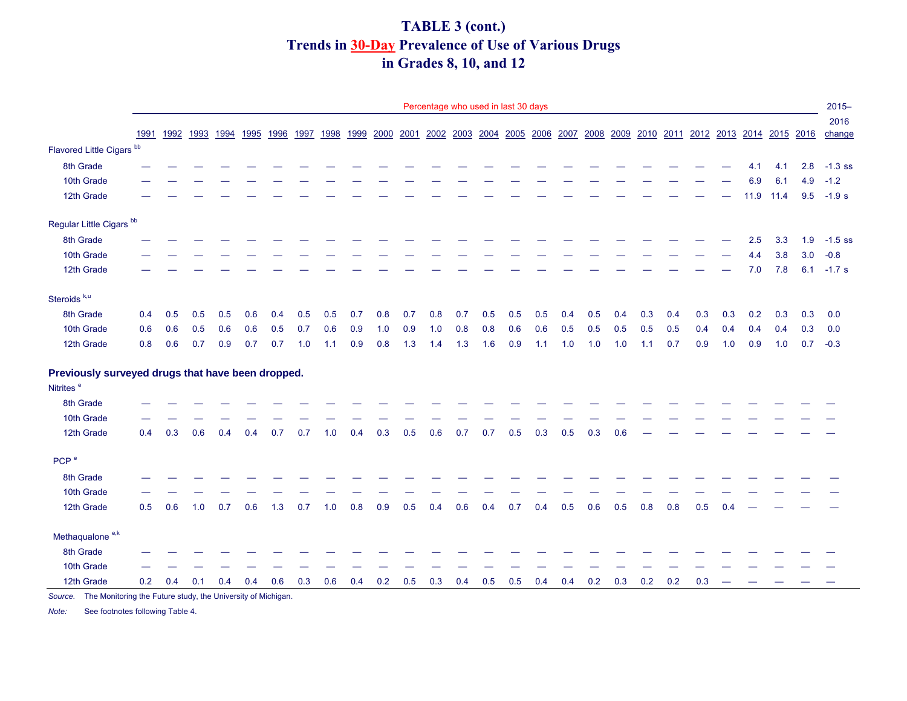# TABLE 3 (cont.)
# Trends in 30-Day Prevalence of Use of Various Drugs in Grades 8, 10, and 12

| | Percentage who used in last 30 days | | | | | | | | | | | | | | | | | | | | | | | | | | 2015–2016 change |
|---|---|---|---|---|---|---|---|---|---|---|---|---|---|---|---|---|---|---|---|---|---|---|---|---|---|---|---|
| | 1991 | 1992 | 1993 | 1994 | 1995 | 1996 | 1997 | 1998 | 1999 | 2000 | 2001 | 2002 | 2003 | 2004 | 2005 | 2006 | 2007 | 2008 | 2009 | 2010 | 2011 | 2012 | 2013 | 2014 | 2015 | 2016 | |
| Flavored Little Cigars [bb] | | | | | | | | | | | | | | | | | | | | | | | | | | | |
| 8th Grade | — | — | — | — | — | — | — | — | — | — | — | — | — | — | — | — | — | — | — | — | — | — | — | 4.1 | 4.1 | 2.8 | -1.3 ss |
| 10th Grade | — | — | — | — | — | — | — | — | — | — | — | — | — | — | — | — | — | — | — | — | — | — | — | 6.9 | 6.1 | 4.9 | -1.2 |
| 12th Grade | — | — | — | — | — | — | — | — | — | — | — | — | — | — | — | — | — | — | — | — | — | — | — | 11.9 | 11.4 | 9.5 | -1.9 s |
| Regular Little Cigars [bb] | | | | | | | | | | | | | | | | | | | | | | | | | | | |
| 8th Grade | — | — | — | — | — | — | — | — | — | — | — | — | — | — | — | — | — | — | — | — | — | — | — | 2.5 | 3.3 | 1.9 | -1.5 ss |
| 10th Grade | — | — | — | — | — | — | — | — | — | — | — | — | — | — | — | — | — | — | — | — | — | — | — | 4.4 | 3.8 | 3.0 | -0.8 |
| 12th Grade | — | — | — | — | — | — | — | — | — | — | — | — | — | — | — | — | — | — | — | — | — | — | — | 7.0 | 7.8 | 6.1 | -1.7 s |
| Steroids [k,u] | | | | | | | | | | | | | | | | | | | | | | | | | | | |
| 8th Grade | 0.4 | 0.5 | 0.5 | 0.5 | 0.6 | 0.4 | 0.5 | 0.5 | 0.7 | 0.8 | 0.7 | 0.8 | 0.7 | 0.5 | 0.5 | 0.5 | 0.4 | 0.5 | 0.4 | 0.3 | 0.4 | 0.3 | 0.3 | 0.2 | 0.3 | 0.3 | 0.0 |
| 10th Grade | 0.6 | 0.6 | 0.5 | 0.6 | 0.6 | 0.5 | 0.7 | 0.6 | 0.9 | 1.0 | 0.9 | 1.0 | 0.8 | 0.8 | 0.6 | 0.6 | 0.5 | 0.5 | 0.5 | 0.5 | 0.5 | 0.4 | 0.4 | 0.4 | 0.4 | 0.3 | 0.0 |
| 12th Grade | 0.8 | 0.6 | 0.7 | 0.9 | 0.7 | 0.7 | 1.0 | 1.1 | 0.9 | 0.8 | 1.3 | 1.4 | 1.3 | 1.6 | 0.9 | 1.1 | 1.0 | 1.0 | 1.0 | 1.1 | 0.7 | 0.9 | 1.0 | 0.9 | 1.0 | 0.7 | -0.3 |
| **Previously surveyed drugs that have been dropped.** | | | | | | | | | | | | | | | | | | | | | | | | | | | |
| Nitrites [e] | | | | | | | | | | | | | | | | | | | | | | | | | | | |
| 8th Grade | — | — | — | — | — | — | — | — | — | — | — | — | — | — | — | — | — | — | — | — | — | — | — | — | — | — | — |
| 10th Grade | — | — | — | — | — | — | — | — | — | — | — | — | — | — | — | — | — | — | — | — | — | — | — | — | — | — | — |
| 12th Grade | 0.4 | 0.3 | 0.6 | 0.4 | 0.4 | 0.7 | 0.7 | 1.0 | 0.4 | 0.3 | 0.5 | 0.6 | 0.7 | 0.7 | 0.5 | 0.3 | 0.5 | 0.3 | 0.6 | — | — | — | — | — | — | — | — |
| PCP [e] | | | | | | | | | | | | | | | | | | | | | | | | | | | |
| 8th Grade | — | — | — | — | — | — | — | — | — | — | — | — | — | — | — | — | — | — | — | — | — | — | — | — | — | — | — |
| 10th Grade | — | — | — | — | — | — | — | — | — | — | — | — | — | — | — | — | — | — | — | — | — | — | — | — | — | — | — |
| 12th Grade | 0.5 | 0.6 | 1.0 | 0.7 | 0.6 | 1.3 | 0.7 | 1.0 | 0.8 | 0.9 | 0.5 | 0.4 | 0.6 | 0.4 | 0.7 | 0.4 | 0.5 | 0.6 | 0.5 | 0.8 | 0.8 | 0.5 | 0.4 | — | — | — | — |
| Methaqualone [e,k] | | | | | | | | | | | | | | | | | | | | | | | | | | | |
| 8th Grade | — | — | — | — | — | — | — | — | — | — | — | — | — | — | — | — | — | — | — | — | — | — | — | — | — | — | — |
| 10th Grade | — | — | — | — | — | — | — | — | — | — | — | — | — | — | — | — | — | — | — | — | — | — | — | — | — | — | — |
| 12th Grade | 0.2 | 0.4 | 0.1 | 0.4 | 0.4 | 0.6 | 0.3 | 0.6 | 0.4 | 0.2 | 0.5 | 0.3 | 0.4 | 0.5 | 0.5 | 0.4 | 0.4 | 0.2 | 0.3 | 0.2 | 0.2 | 0.3 | — | — | — | — | — |

*Source.* The Monitoring the Future study, the University of Michigan.

*Note:* See footnotes following Table 4.